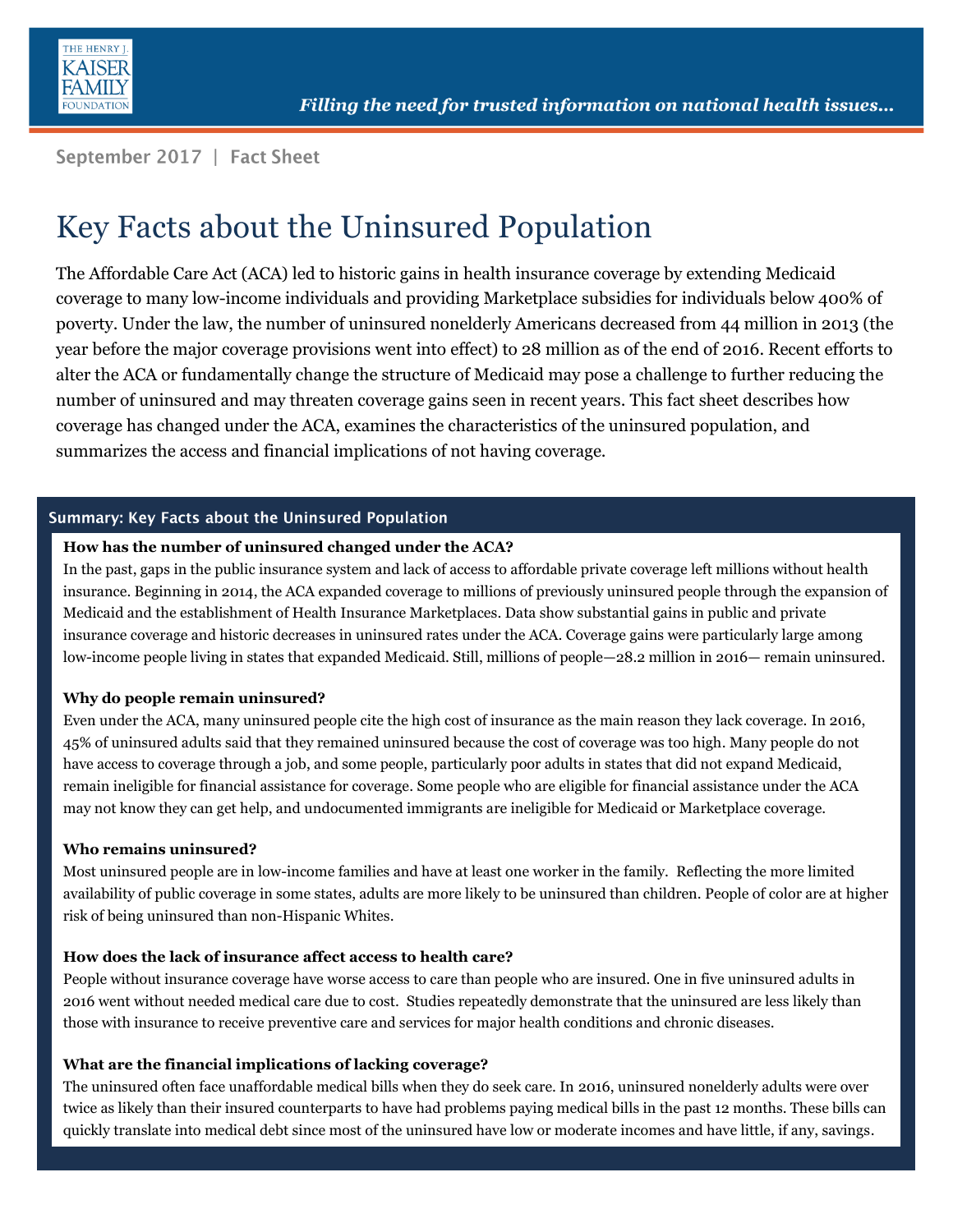September 2017 | Fact Sheet

# Key Facts about the Uninsured Population

The Affordable Care Act (ACA) led to historic gains in health insurance coverage by extending Medicaid coverage to many low-income individuals and providing Marketplace subsidies for individuals below 400% of poverty. Under the law, the number of uninsured nonelderly Americans decreased from 44 million in 2013 (the year before the major coverage provisions went into effect) to 28 million as of the end of 2016. Recent efforts to alter the ACA or fundamentally change the structure of Medicaid may pose a challenge to further reducing the number of uninsured and may threaten coverage gains seen in recent years. This fact sheet describes how coverage has changed under the ACA, examines the characteristics of the uninsured population, and summarizes the access and financial implications of not having coverage.

## Summary: Key Facts about the Uninsured Population

**How has the number of uninsured changed under the ACA?**

In the past, gaps in the public insurance system and lack of access to affordable private coverage left millions without health insurance. Beginning in 2014, the ACA expanded coverage to millions of previously uninsured people through the expansion of Medicaid and the establishment of Health Insurance Marketplaces. Data show substantial gains in public and private insurance coverage and historic decreases in uninsured rates under the ACA. Coverage gains were particularly large among low-income people living in states that expanded Medicaid. Still, millions of people—28.2 million in 2016— remain uninsured.

**Why do people remain uninsured?**

Even under the ACA, many uninsured people cite the high cost of insurance as the main reason they lack coverage. In 2016, 45% of uninsured adults said that they remained uninsured because the cost of coverage was too high. Many people do not have access to coverage through a job, and some people, particularly poor adults in states that did not expand Medicaid, remain ineligible for financial assistance for coverage. Some people who are eligible for financial assistance under the ACA may not know they can get help, and undocumented immigrants are ineligible for Medicaid or Marketplace coverage.

**Who remains uninsured?**

Most uninsured people are in low-income families and have at least one worker in the family. Reflecting the more limited availability of public coverage in some states, adults are more likely to be uninsured than children. People of color are at higher risk of being uninsured than non-Hispanic Whites.

**How does the lack of insurance affect access to health care?**

People without insurance coverage have worse access to care than people who are insured. One in five uninsured adults in 2016 went without needed medical care due to cost. Studies repeatedly demonstrate that the uninsured are less likely than those with insurance to receive preventive care and services for major health conditions and chronic diseases.

**What are the financial implications of lacking coverage?**

The uninsured often face unaffordable medical bills when they do seek care. In 2016, uninsured nonelderly adults were over twice as likely than their insured counterparts to have had problems paying medical bills in the past 12 months. These bills can quickly translate into medical debt since most of the uninsured have low or moderate incomes and have little, if any, savings.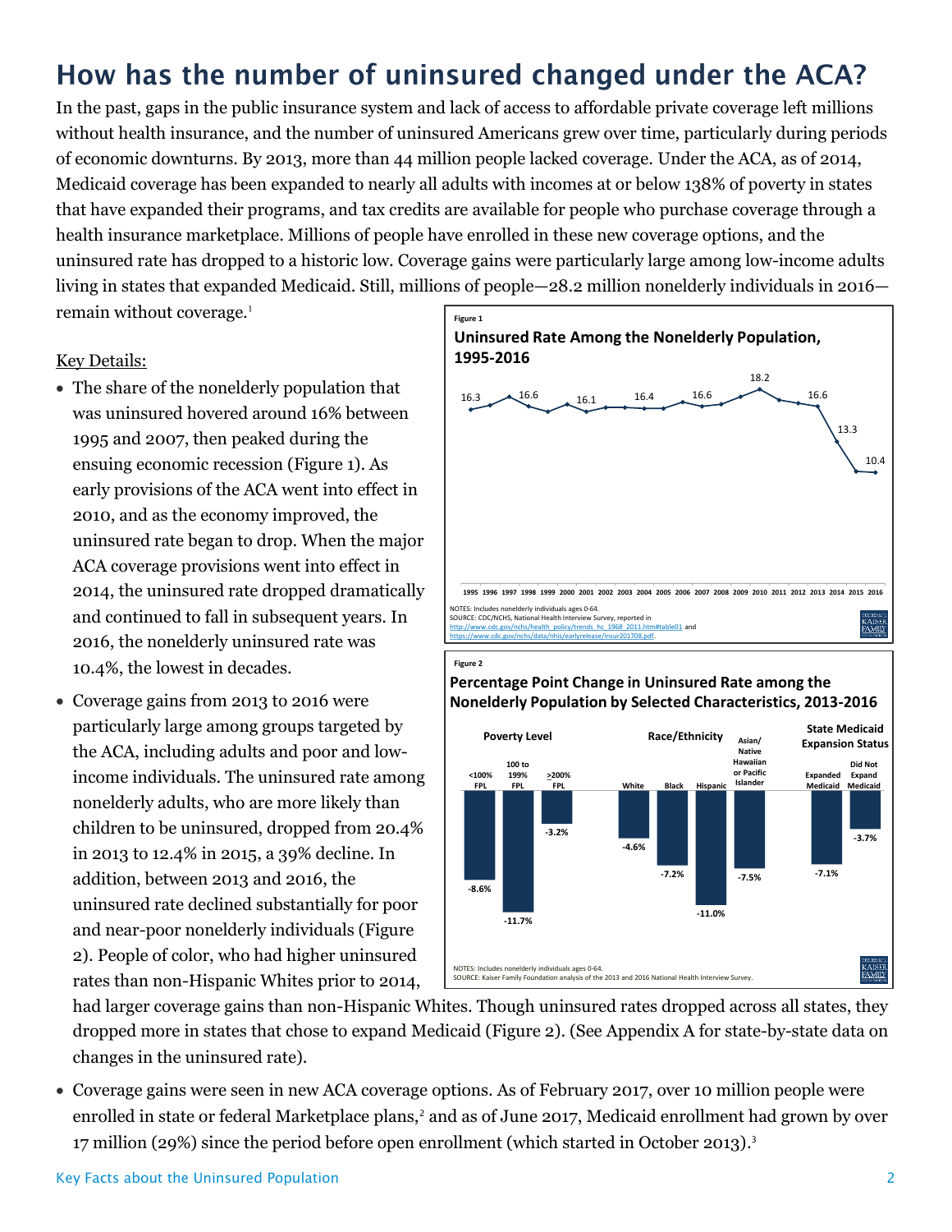# How has the number of uninsured changed under the ACA?

In the past, gaps in the public insurance system and lack of access to affordable private coverage left millions without health insurance, and the number of uninsured Americans grew over time, particularly during periods of economic downturns. By 2013, more than 44 million people lacked coverage. Under the ACA, as of 2014, Medicaid coverage has been expanded to nearly all adults with incomes at or below 138% of poverty in states that have expanded their programs, and tax credits are available for people who purchase coverage through a health insurance marketplace. Millions of people have enrolled in these new coverage options, and the uninsured rate has dropped to a historic low. Coverage gains were particularly large among low-income adults living in states that expanded Medicaid. Still, millions of people—28.2 million nonelderly individuals in 2016—remain without coverage.[1]

Key Details:

- The share of the nonelderly population that was uninsured hovered around 16% between 1995 and 2007, then peaked during the ensuing economic recession (Figure 1). As early provisions of the ACA went into effect in 2010, and as the economy improved, the uninsured rate began to drop. When the major ACA coverage provisions went into effect in 2014, the uninsured rate dropped dramatically and continued to fall in subsequent years. In 2016, the nonelderly uninsured rate was 10.4%, the lowest in decades.

Figure 1

**Uninsured Rate Among the Nonelderly Population, 1995-2016**

| Year | Uninsured Rate (%) |
|---|---|
| 1995 | 16.3 |
| 1997 | 16.6 |
| 2001 | 16.1 |
| 2004 | 16.4 |
| 2007 | 16.6 |
| 2010 | 18.2 |
| 2013 | 16.6 |
| 2014 | 13.3 |
| 2016 | 10.4 |

NOTES: Includes nonelderly individuals ages 0-64.
SOURCE: CDC/NCHS, National Health Interview Survey, reported in http://www.cdc.gov/nchs/health_policy/trends_hc_1968_2011.htm#table01 and https://www.cdc.gov/nchs/data/nhis/earlyrelease/insur201708.pdf.

- Coverage gains from 2013 to 2016 were particularly large among groups targeted by the ACA, including adults and poor and low-income individuals. The uninsured rate among nonelderly adults, who are more likely than children to be uninsured, dropped from 20.4% in 2013 to 12.4% in 2015, a 39% decline. In addition, between 2013 and 2016, the uninsured rate declined substantially for poor and near-poor nonelderly individuals (Figure 2). People of color, who had higher uninsured rates than non-Hispanic Whites prior to 2014, had larger coverage gains than non-Hispanic Whites. Though uninsured rates dropped across all states, they dropped more in states that chose to expand Medicaid (Figure 2). (See Appendix A for state-by-state data on changes in the uninsured rate).

Figure 2

**Percentage Point Change in Uninsured Rate among the Nonelderly Population by Selected Characteristics, 2013-2016**

| Category | Group | Change |
|---|---|---|
| Poverty Level | <100% FPL | -8.6% |
| | 100 to 199% FPL | -11.7% |
| | ≥200% FPL | -3.2% |
| Race/Ethnicity | White | -4.6% |
| | Black | -7.2% |
| | Hispanic | -11.0% |
| | Asian/Native Hawaiian or Pacific Islander | -7.5% |
| State Medicaid Expansion Status | Expanded Medicaid | -7.1% |
| | Did Not Expand Medicaid | -3.7% |

NOTES: Includes nonelderly individuals ages 0-64.
SOURCE: Kaiser Family Foundation analysis of the 2013 and 2016 National Health Interview Survey.

- Coverage gains were seen in new ACA coverage options. As of February 2017, over 10 million people were enrolled in state or federal Marketplace plans,[2] and as of June 2017, Medicaid enrollment had grown by over 17 million (29%) since the period before open enrollment (which started in October 2013).[3]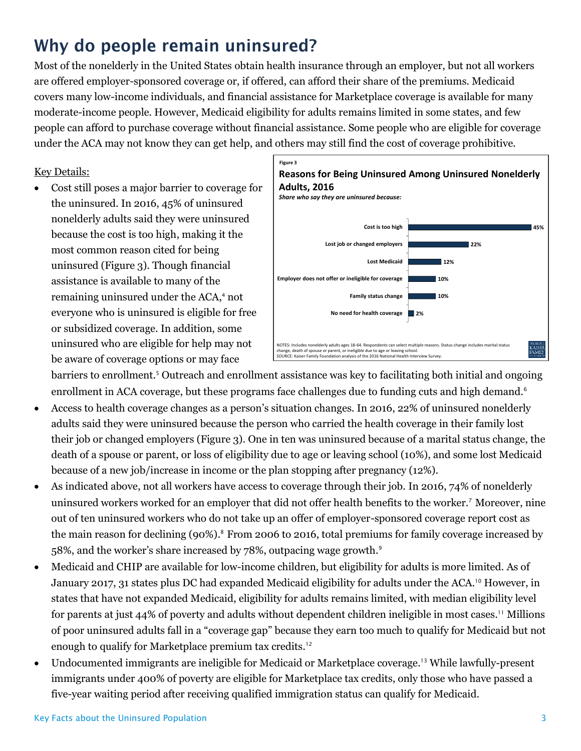# Why do people remain uninsured?

Most of the nonelderly in the United States obtain health insurance through an employer, but not all workers are offered employer-sponsored coverage or, if offered, can afford their share of the premiums. Medicaid covers many low-income individuals, and financial assistance for Marketplace coverage is available for many moderate-income people. However, Medicaid eligibility for adults remains limited in some states, and few people can afford to purchase coverage without financial assistance. Some people who are eligible for coverage under the ACA may not know they can get help, and others may still find the cost of coverage prohibitive.

Key Details:

- Cost still poses a major barrier to coverage for the uninsured. In 2016, 45% of uninsured nonelderly adults said they were uninsured because the cost is too high, making it the most common reason cited for being uninsured (Figure 3). Though financial assistance is available to many of the remaining uninsured under the ACA,[4] not everyone who is uninsured is eligible for free or subsidized coverage. In addition, some uninsured who are eligible for help may not be aware of coverage options or may face barriers to enrollment.[5] Outreach and enrollment assistance was key to facilitating both initial and ongoing enrollment in ACA coverage, but these programs face challenges due to funding cuts and high demand.[6]

Figure 3

**Reasons for Being Uninsured Among Uninsured Nonelderly Adults, 2016**

*Share who say they are uninsured because:*

| Reason | Share |
| --- | --- |
| Cost is too high | 45% |
| Lost job or changed employers | 22% |
| Lost Medicaid | 12% |
| Employer does not offer or ineligible for coverage | 10% |
| Family status change | 10% |
| No need for health coverage | 2% |

NOTES: Includes nonelderly adults ages 18-64. Respondents can select multiple reasons. Status change includes marital status change, death of spouse or parent, or ineligible due to age or leaving school.
SOURCE: Kaiser Family Foundation analysis of the 2016 National Health Interview Survey.

- Access to health coverage changes as a person's situation changes. In 2016, 22% of uninsured nonelderly adults said they were uninsured because the person who carried the health coverage in their family lost their job or changed employers (Figure 3). One in ten was uninsured because of a marital status change, the death of a spouse or parent, or loss of eligibility due to age or leaving school (10%), and some lost Medicaid because of a new job/increase in income or the plan stopping after pregnancy (12%).
- As indicated above, not all workers have access to coverage through their job. In 2016, 74% of nonelderly uninsured workers worked for an employer that did not offer health benefits to the worker.[7] Moreover, nine out of ten uninsured workers who do not take up an offer of employer-sponsored coverage report cost as the main reason for declining (90%).[8] From 2006 to 2016, total premiums for family coverage increased by 58%, and the worker's share increased by 78%, outpacing wage growth.[9]
- Medicaid and CHIP are available for low-income children, but eligibility for adults is more limited. As of January 2017, 31 states plus DC had expanded Medicaid eligibility for adults under the ACA.[10] However, in states that have not expanded Medicaid, eligibility for adults remains limited, with median eligibility level for parents at just 44% of poverty and adults without dependent children ineligible in most cases.[11] Millions of poor uninsured adults fall in a "coverage gap" because they earn too much to qualify for Medicaid but not enough to qualify for Marketplace premium tax credits.[12]
- Undocumented immigrants are ineligible for Medicaid or Marketplace coverage.[13] While lawfully-present immigrants under 400% of poverty are eligible for Marketplace tax credits, only those who have passed a five-year waiting period after receiving qualified immigration status can qualify for Medicaid.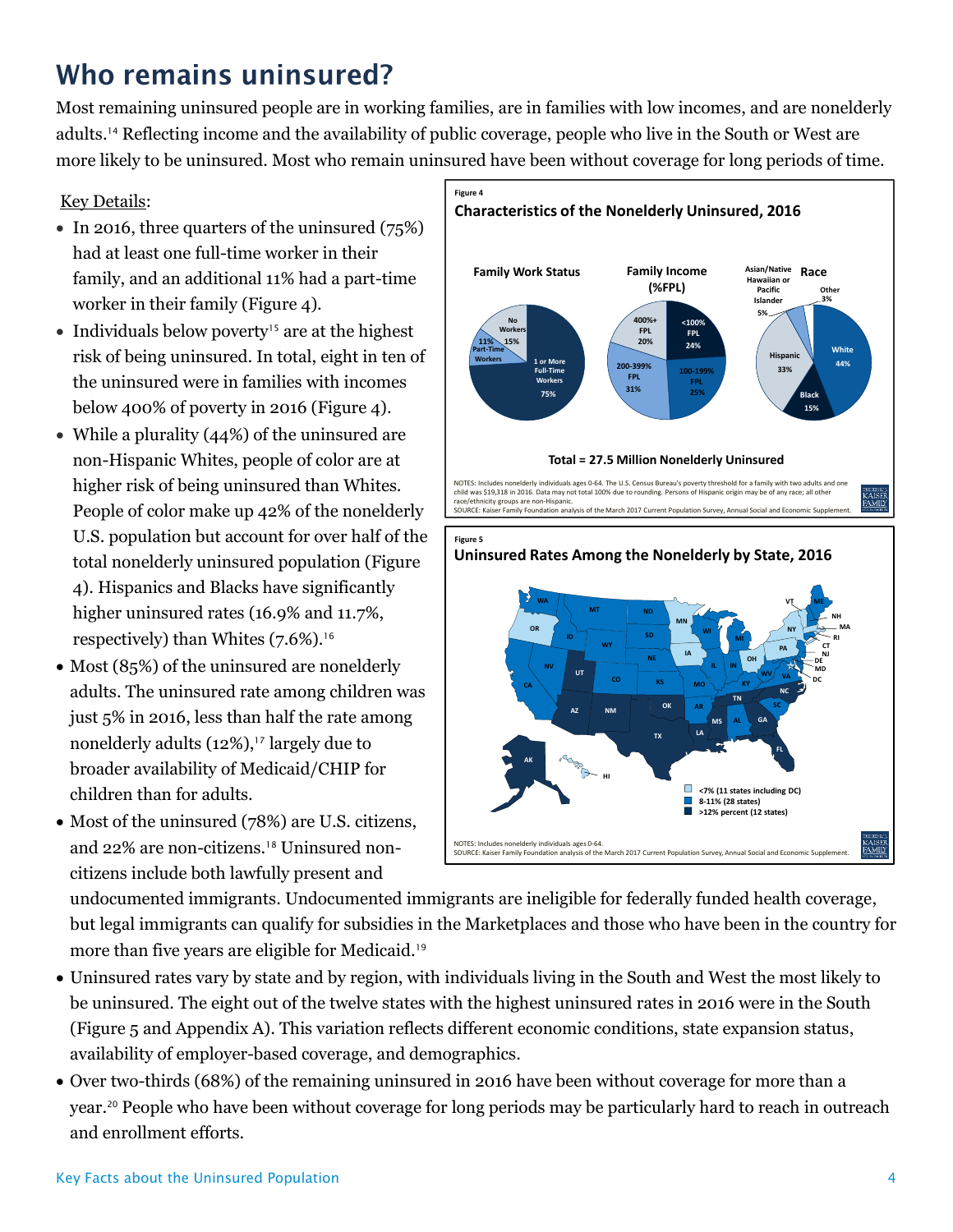# Who remains uninsured?

Most remaining uninsured people are in working families, are in families with low incomes, and are nonelderly adults.[14] Reflecting income and the availability of public coverage, people who live in the South or West are more likely to be uninsured. Most who remain uninsured have been without coverage for long periods of time.

Key Details:

- In 2016, three quarters of the uninsured (75%) had at least one full-time worker in their family, and an additional 11% had a part-time worker in their family (Figure 4).
- Individuals below poverty[15] are at the highest risk of being uninsured. In total, eight in ten of the uninsured were in families with incomes below 400% of poverty in 2016 (Figure 4).
- While a plurality (44%) of the uninsured are non-Hispanic Whites, people of color are at higher risk of being uninsured than Whites. People of color make up 42% of the nonelderly U.S. population but account for over half of the total nonelderly uninsured population (Figure 4). Hispanics and Blacks have significantly higher uninsured rates (16.9% and 11.7%, respectively) than Whites (7.6%).[16]
- Most (85%) of the uninsured are nonelderly adults. The uninsured rate among children was just 5% in 2016, less than half the rate among nonelderly adults (12%),[17] largely due to broader availability of Medicaid/CHIP for children than for adults.
- Most of the uninsured (78%) are U.S. citizens, and 22% are non-citizens.[18] Uninsured non-citizens include both lawfully present and undocumented immigrants. Undocumented immigrants are ineligible for federally funded health coverage, but legal immigrants can qualify for subsidies in the Marketplaces and those who have been in the country for more than five years are eligible for Medicaid.[19]
- Uninsured rates vary by state and by region, with individuals living in the South and West the most likely to be uninsured. The eight out of the twelve states with the highest uninsured rates in 2016 were in the South (Figure 5 and Appendix A). This variation reflects different economic conditions, state expansion status, availability of employer-based coverage, and demographics.
- Over two-thirds (68%) of the remaining uninsured in 2016 have been without coverage for more than a year.[20] People who have been without coverage for long periods may be particularly hard to reach in outreach and enrollment efforts.

Figure 4

**Characteristics of the Nonelderly Uninsured, 2016**

| Family Work Status | | Family Income (%FPL) | | Race | |
|---|---|---|---|---|---|
| 1 or More Full-Time Workers | 75% | <100% FPL | 24% | White | 44% |
| Part-Time Workers | 11% | 100-199% FPL | 25% | Black | 15% |
| No Workers | 15% | 200-399% FPL | 31% | Hispanic | 33% |
| | | 400%+ FPL | 20% | Asian/Native Hawaiian or Pacific Islander | 5% |
| | | | | Other | 3% |

Total = 27.5 Million Nonelderly Uninsured

NOTES: Includes nonelderly individuals ages 0-64. The U.S. Census Bureau's poverty threshold for a family with two adults and one child was $19,318 in 2016. Data may not total 100% due to rounding. Persons of Hispanic origin may be of any race; all other race/ethnicity groups are non-Hispanic.
SOURCE: Kaiser Family Foundation analysis of the March 2017 Current Population Survey, Annual Social and Economic Supplement.

Figure 5

**Uninsured Rates Among the Nonelderly by State, 2016**

- <7% (11 states including DC)
- 8-11% (28 states)
- >12% percent (12 states)

NOTES: Includes nonelderly individuals ages 0-64.
SOURCE: Kaiser Family Foundation analysis of the March 2017 Current Population Survey, Annual Social and Economic Supplement.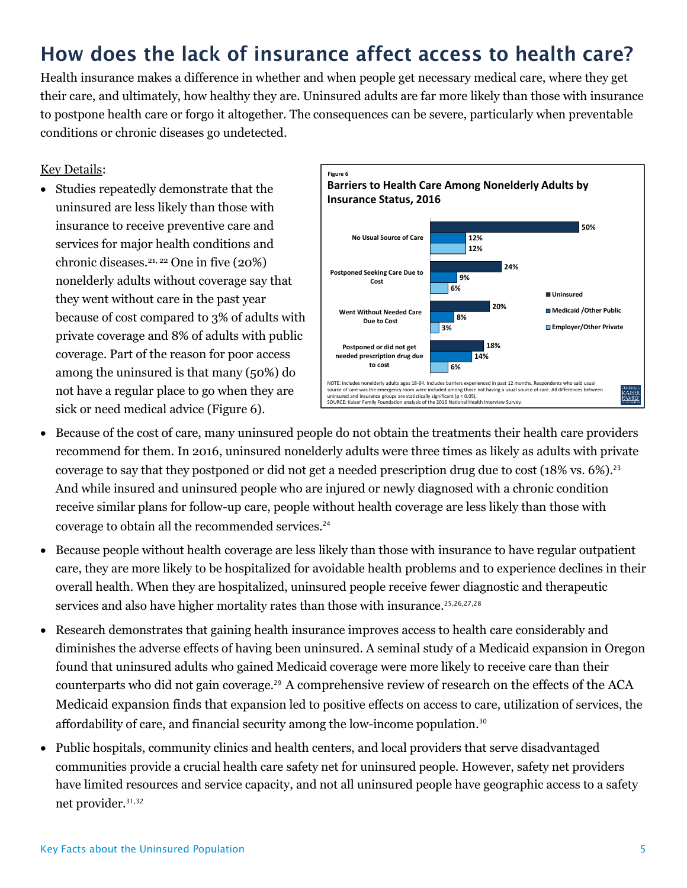# How does the lack of insurance affect access to health care?

Health insurance makes a difference in whether and when people get necessary medical care, where they get their care, and ultimately, how healthy they are. Uninsured adults are far more likely than those with insurance to postpone health care or forgo it altogether. The consequences can be severe, particularly when preventable conditions or chronic diseases go undetected.

Key Details:

- Studies repeatedly demonstrate that the uninsured are less likely than those with insurance to receive preventive care and services for major health conditions and chronic diseases.[21, 22] One in five (20%) nonelderly adults without coverage say that they went without care in the past year because of cost compared to 3% of adults with private coverage and 8% of adults with public coverage. Part of the reason for poor access among the uninsured is that many (50%) do not have a regular place to go when they are sick or need medical advice (Figure 6).

Figure 6

**Barriers to Health Care Among Nonelderly Adults by Insurance Status, 2016**

| | Uninsured | Medicaid /Other Public | Employer/Other Private |
|---|---|---|---|
| No Usual Source of Care | 50% | 12% | 12% |
| Postponed Seeking Care Due to Cost | 24% | 9% | 6% |
| Went Without Needed Care Due to Cost | 20% | 8% | 3% |
| Postponed or did not get needed prescription drug due to cost | 18% | 14% | 6% |

NOTE: Includes nonelderly adults ages 18-64. Includes barriers experienced in past 12 months. Respondents who said usual source of care was the emergency room were included among those not having a usual source of care. All differences between uninsured and insurance groups are statistically significant ($p < 0.05$).
SOURCE: Kaiser Family Foundation analysis of the 2016 National Health Interview Survey.

- Because of the cost of care, many uninsured people do not obtain the treatments their health care providers recommend for them. In 2016, uninsured nonelderly adults were three times as likely as adults with private coverage to say that they postponed or did not get a needed prescription drug due to cost (18% vs. 6%).[23] And while insured and uninsured people who are injured or newly diagnosed with a chronic condition receive similar plans for follow-up care, people without health coverage are less likely than those with coverage to obtain all the recommended services.[24]

- Because people without health coverage are less likely than those with insurance to have regular outpatient care, they are more likely to be hospitalized for avoidable health problems and to experience declines in their overall health. When they are hospitalized, uninsured people receive fewer diagnostic and therapeutic services and also have higher mortality rates than those with insurance.[25,26,27,28]

- Research demonstrates that gaining health insurance improves access to health care considerably and diminishes the adverse effects of having been uninsured. A seminal study of a Medicaid expansion in Oregon found that uninsured adults who gained Medicaid coverage were more likely to receive care than their counterparts who did not gain coverage.[29] A comprehensive review of research on the effects of the ACA Medicaid expansion finds that expansion led to positive effects on access to care, utilization of services, the affordability of care, and financial security among the low-income population.[30]

- Public hospitals, community clinics and health centers, and local providers that serve disadvantaged communities provide a crucial health care safety net for uninsured people. However, safety net providers have limited resources and service capacity, and not all uninsured people have geographic access to a safety net provider.[31,32]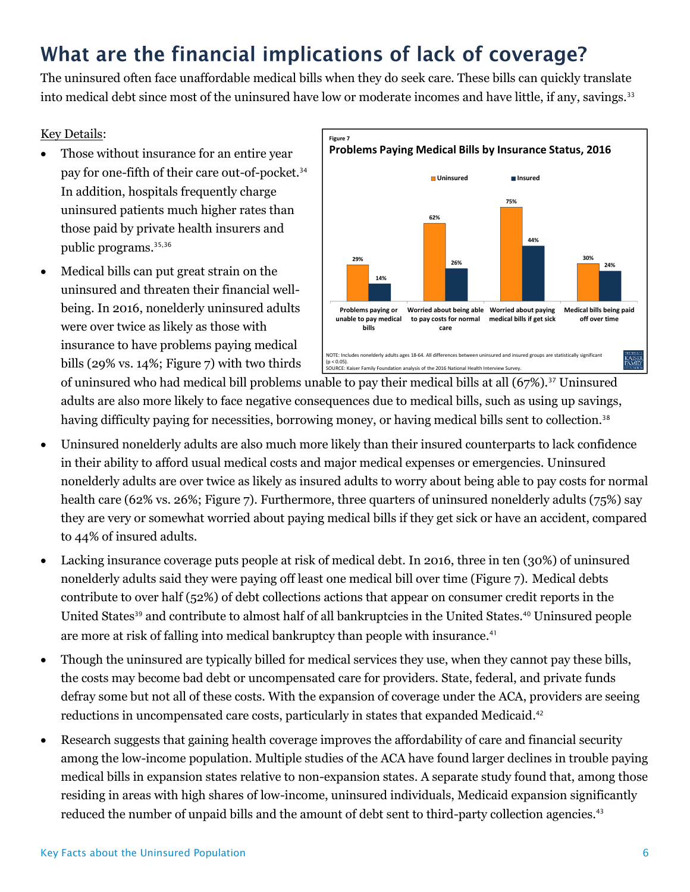# What are the financial implications of lack of coverage?

The uninsured often face unaffordable medical bills when they do seek care. These bills can quickly translate into medical debt since most of the uninsured have low or moderate incomes and have little, if any, savings.[33]

Key Details:

- Those without insurance for an entire year pay for one-fifth of their care out-of-pocket.[34] In addition, hospitals frequently charge uninsured patients much higher rates than those paid by private health insurers and public programs.[35,36]
- Medical bills can put great strain on the uninsured and threaten their financial well-being. In 2016, nonelderly uninsured adults were over twice as likely as those with insurance to have problems paying medical bills (29% vs. 14%; Figure 7) with two thirds of uninsured who had medical bill problems unable to pay their medical bills at all (67%).[37] Uninsured adults are also more likely to face negative consequences due to medical bills, such as using up savings, having difficulty paying for necessities, borrowing money, or having medical bills sent to collection.[38]

Figure 7

**Problems Paying Medical Bills by Insurance Status, 2016**

| | Uninsured | Insured |
|---|---|---|
| Problems paying or unable to pay medical bills | 29% | 14% |
| Worried about being able to pay costs for normal care | 62% | 26% |
| Worried about paying medical bills if get sick | 75% | 44% |
| Medical bills being paid off over time | 30% | 24% |

NOTE: Includes nonelderly adults ages 18-64. All differences between uninsured and insured groups are statistically significant ($p < 0.05$).
SOURCE: Kaiser Family Foundation analysis of the 2016 National Health Interview Survey.

- Uninsured nonelderly adults are also much more likely than their insured counterparts to lack confidence in their ability to afford usual medical costs and major medical expenses or emergencies. Uninsured nonelderly adults are over twice as likely as insured adults to worry about being able to pay costs for normal health care (62% vs. 26%; Figure 7). Furthermore, three quarters of uninsured nonelderly adults (75%) say they are very or somewhat worried about paying medical bills if they get sick or have an accident, compared to 44% of insured adults.
- Lacking insurance coverage puts people at risk of medical debt. In 2016, three in ten (30%) of uninsured nonelderly adults said they were paying off least one medical bill over time (Figure 7). Medical debts contribute to over half (52%) of debt collections actions that appear on consumer credit reports in the United States[39] and contribute to almost half of all bankruptcies in the United States.[40] Uninsured people are more at risk of falling into medical bankruptcy than people with insurance.[41]
- Though the uninsured are typically billed for medical services they use, when they cannot pay these bills, the costs may become bad debt or uncompensated care for providers. State, federal, and private funds defray some but not all of these costs. With the expansion of coverage under the ACA, providers are seeing reductions in uncompensated care costs, particularly in states that expanded Medicaid.[42]
- Research suggests that gaining health coverage improves the affordability of care and financial security among the low-income population. Multiple studies of the ACA have found larger declines in trouble paying medical bills in expansion states relative to non-expansion states. A separate study found that, among those residing in areas with high shares of low-income, uninsured individuals, Medicaid expansion significantly reduced the number of unpaid bills and the amount of debt sent to third-party collection agencies.[43]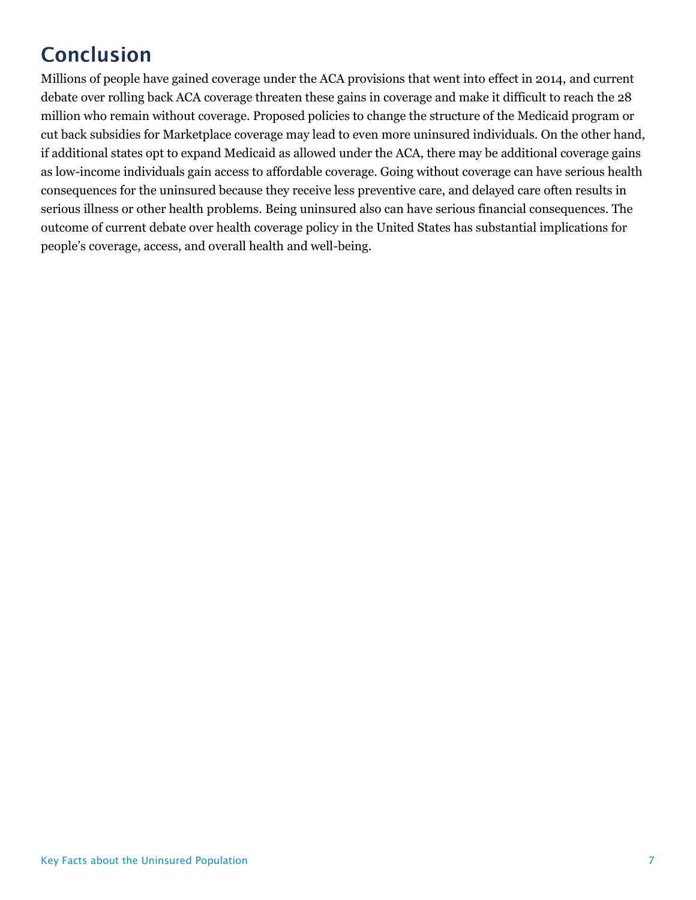## Conclusion

Millions of people have gained coverage under the ACA provisions that went into effect in 2014, and current debate over rolling back ACA coverage threaten these gains in coverage and make it difficult to reach the 28 million who remain without coverage. Proposed policies to change the structure of the Medicaid program or cut back subsidies for Marketplace coverage may lead to even more uninsured individuals. On the other hand, if additional states opt to expand Medicaid as allowed under the ACA, there may be additional coverage gains as low-income individuals gain access to affordable coverage. Going without coverage can have serious health consequences for the uninsured because they receive less preventive care, and delayed care often results in serious illness or other health problems. Being uninsured also can have serious financial consequences. The outcome of current debate over health coverage policy in the United States has substantial implications for people's coverage, access, and overall health and well-being.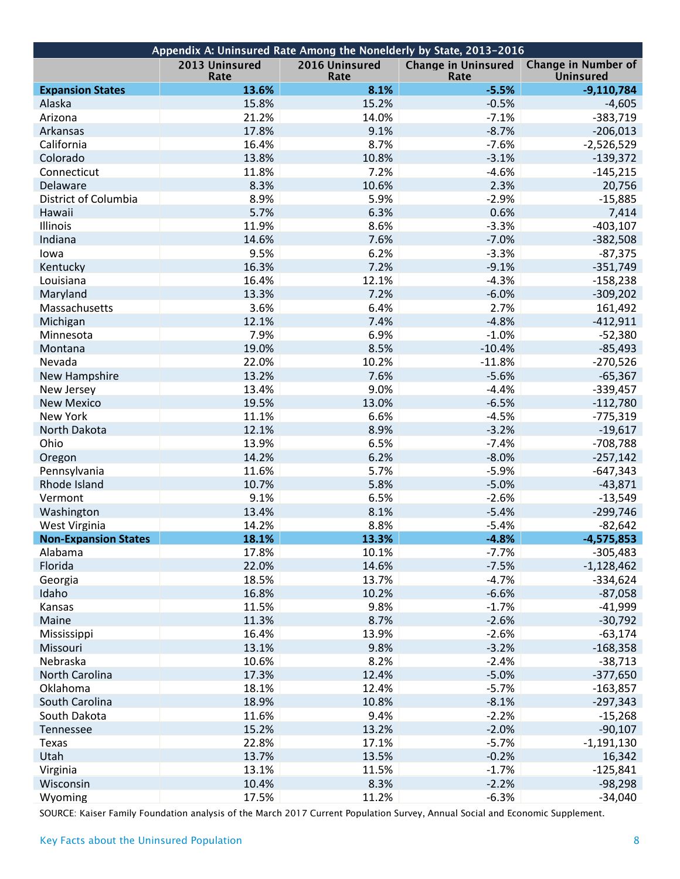| Appendix A: Uninsured Rate Among the Nonelderly by State, 2013-2016 | | | | |
|---|---|---|---|---|
| | 2013 Uninsured Rate | 2016 Uninsured Rate | Change in Uninsured Rate | Change in Number of Uninsured |
| **Expansion States** | **13.6%** | **8.1%** | **-5.5%** | **-9,110,784** |
| Alaska | 15.8% | 15.2% | -0.5% | -4,605 |
| Arizona | 21.2% | 14.0% | -7.1% | -383,719 |
| Arkansas | 17.8% | 9.1% | -8.7% | -206,013 |
| California | 16.4% | 8.7% | -7.6% | -2,526,529 |
| Colorado | 13.8% | 10.8% | -3.1% | -139,372 |
| Connecticut | 11.8% | 7.2% | -4.6% | -145,215 |
| Delaware | 8.3% | 10.6% | 2.3% | 20,756 |
| District of Columbia | 8.9% | 5.9% | -2.9% | -15,885 |
| Hawaii | 5.7% | 6.3% | 0.6% | 7,414 |
| Illinois | 11.9% | 8.6% | -3.3% | -403,107 |
| Indiana | 14.6% | 7.6% | -7.0% | -382,508 |
| Iowa | 9.5% | 6.2% | -3.3% | -87,375 |
| Kentucky | 16.3% | 7.2% | -9.1% | -351,749 |
| Louisiana | 16.4% | 12.1% | -4.3% | -158,238 |
| Maryland | 13.3% | 7.2% | -6.0% | -309,202 |
| Massachusetts | 3.6% | 6.4% | 2.7% | 161,492 |
| Michigan | 12.1% | 7.4% | -4.8% | -412,911 |
| Minnesota | 7.9% | 6.9% | -1.0% | -52,380 |
| Montana | 19.0% | 8.5% | -10.4% | -85,493 |
| Nevada | 22.0% | 10.2% | -11.8% | -270,526 |
| New Hampshire | 13.2% | 7.6% | -5.6% | -65,367 |
| New Jersey | 13.4% | 9.0% | -4.4% | -339,457 |
| New Mexico | 19.5% | 13.0% | -6.5% | -112,780 |
| New York | 11.1% | 6.6% | -4.5% | -775,319 |
| North Dakota | 12.1% | 8.9% | -3.2% | -19,617 |
| Ohio | 13.9% | 6.5% | -7.4% | -708,788 |
| Oregon | 14.2% | 6.2% | -8.0% | -257,142 |
| Pennsylvania | 11.6% | 5.7% | -5.9% | -647,343 |
| Rhode Island | 10.7% | 5.8% | -5.0% | -43,871 |
| Vermont | 9.1% | 6.5% | -2.6% | -13,549 |
| Washington | 13.4% | 8.1% | -5.4% | -299,746 |
| West Virginia | 14.2% | 8.8% | -5.4% | -82,642 |
| **Non-Expansion States** | **18.1%** | **13.3%** | **-4.8%** | **-4,575,853** |
| Alabama | 17.8% | 10.1% | -7.7% | -305,483 |
| Florida | 22.0% | 14.6% | -7.5% | -1,128,462 |
| Georgia | 18.5% | 13.7% | -4.7% | -334,624 |
| Idaho | 16.8% | 10.2% | -6.6% | -87,058 |
| Kansas | 11.5% | 9.8% | -1.7% | -41,999 |
| Maine | 11.3% | 8.7% | -2.6% | -30,792 |
| Mississippi | 16.4% | 13.9% | -2.6% | -63,174 |
| Missouri | 13.1% | 9.8% | -3.2% | -168,358 |
| Nebraska | 10.6% | 8.2% | -2.4% | -38,713 |
| North Carolina | 17.3% | 12.4% | -5.0% | -377,650 |
| Oklahoma | 18.1% | 12.4% | -5.7% | -163,857 |
| South Carolina | 18.9% | 10.8% | -8.1% | -297,343 |
| South Dakota | 11.6% | 9.4% | -2.2% | -15,268 |
| Tennessee | 15.2% | 13.2% | -2.0% | -90,107 |
| Texas | 22.8% | 17.1% | -5.7% | -1,191,130 |
| Utah | 13.7% | 13.5% | -0.2% | 16,342 |
| Virginia | 13.1% | 11.5% | -1.7% | -125,841 |
| Wisconsin | 10.4% | 8.3% | -2.2% | -98,298 |
| Wyoming | 17.5% | 11.2% | -6.3% | -34,040 |

SOURCE: Kaiser Family Foundation analysis of the March 2017 Current Population Survey, Annual Social and Economic Supplement.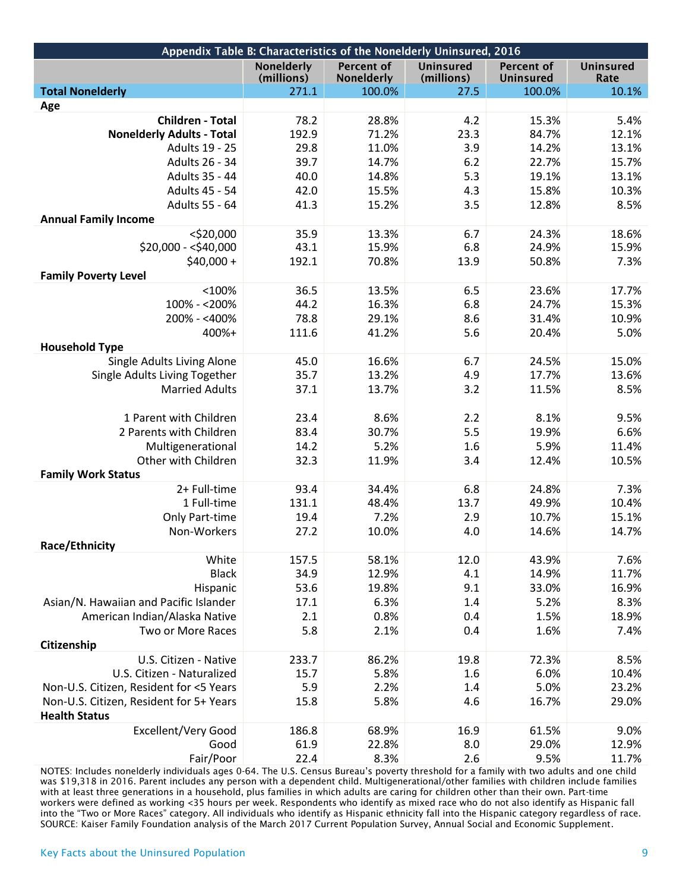| Appendix Table B: Characteristics of the Nonelderly Uninsured, 2016 | | | | | |
|---|---|---|---|---|---|
| | Nonelderly (millions) | Percent of Nonelderly | Uninsured (millions) | Percent of Uninsured | Uninsured Rate |
| **Total Nonelderly** | 271.1 | 100.0% | 27.5 | 100.0% | 10.1% |
| **Age** | | | | | |
| **Children - Total** | 78.2 | 28.8% | 4.2 | 15.3% | 5.4% |
| **Nonelderly Adults - Total** | 192.9 | 71.2% | 23.3 | 84.7% | 12.1% |
| Adults 19 - 25 | 29.8 | 11.0% | 3.9 | 14.2% | 13.1% |
| Adults 26 - 34 | 39.7 | 14.7% | 6.2 | 22.7% | 15.7% |
| Adults 35 - 44 | 40.0 | 14.8% | 5.3 | 19.1% | 13.1% |
| Adults 45 - 54 | 42.0 | 15.5% | 4.3 | 15.8% | 10.3% |
| Adults 55 - 64 | 41.3 | 15.2% | 3.5 | 12.8% | 8.5% |
| **Annual Family Income** | | | | | |
| <$20,000 | 35.9 | 13.3% | 6.7 | 24.3% | 18.6% |
| $20,000 - <$40,000 | 43.1 | 15.9% | 6.8 | 24.9% | 15.9% |
| $40,000 + | 192.1 | 70.8% | 13.9 | 50.8% | 7.3% |
| **Family Poverty Level** | | | | | |
| <100% | 36.5 | 13.5% | 6.5 | 23.6% | 17.7% |
| 100% - <200% | 44.2 | 16.3% | 6.8 | 24.7% | 15.3% |
| 200% - <400% | 78.8 | 29.1% | 8.6 | 31.4% | 10.9% |
| 400%+ | 111.6 | 41.2% | 5.6 | 20.4% | 5.0% |
| **Household Type** | | | | | |
| Single Adults Living Alone | 45.0 | 16.6% | 6.7 | 24.5% | 15.0% |
| Single Adults Living Together | 35.7 | 13.2% | 4.9 | 17.7% | 13.6% |
| Married Adults | 37.1 | 13.7% | 3.2 | 11.5% | 8.5% |
| 1 Parent with Children | 23.4 | 8.6% | 2.2 | 8.1% | 9.5% |
| 2 Parents with Children | 83.4 | 30.7% | 5.5 | 19.9% | 6.6% |
| Multigenerational | 14.2 | 5.2% | 1.6 | 5.9% | 11.4% |
| Other with Children | 32.3 | 11.9% | 3.4 | 12.4% | 10.5% |
| **Family Work Status** | | | | | |
| 2+ Full-time | 93.4 | 34.4% | 6.8 | 24.8% | 7.3% |
| 1 Full-time | 131.1 | 48.4% | 13.7 | 49.9% | 10.4% |
| Only Part-time | 19.4 | 7.2% | 2.9 | 10.7% | 15.1% |
| Non-Workers | 27.2 | 10.0% | 4.0 | 14.6% | 14.7% |
| **Race/Ethnicity** | | | | | |
| White | 157.5 | 58.1% | 12.0 | 43.9% | 7.6% |
| Black | 34.9 | 12.9% | 4.1 | 14.9% | 11.7% |
| Hispanic | 53.6 | 19.8% | 9.1 | 33.0% | 16.9% |
| Asian/N. Hawaiian and Pacific Islander | 17.1 | 6.3% | 1.4 | 5.2% | 8.3% |
| American Indian/Alaska Native | 2.1 | 0.8% | 0.4 | 1.5% | 18.9% |
| Two or More Races | 5.8 | 2.1% | 0.4 | 1.6% | 7.4% |
| **Citizenship** | | | | | |
| U.S. Citizen - Native | 233.7 | 86.2% | 19.8 | 72.3% | 8.5% |
| U.S. Citizen - Naturalized | 15.7 | 5.8% | 1.6 | 6.0% | 10.4% |
| Non-U.S. Citizen, Resident for <5 Years | 5.9 | 2.2% | 1.4 | 5.0% | 23.2% |
| Non-U.S. Citizen, Resident for 5+ Years | 15.8 | 5.8% | 4.6 | 16.7% | 29.0% |
| **Health Status** | | | | | |
| Excellent/Very Good | 186.8 | 68.9% | 16.9 | 61.5% | 9.0% |
| Good | 61.9 | 22.8% | 8.0 | 29.0% | 12.9% |
| Fair/Poor | 22.4 | 8.3% | 2.6 | 9.5% | 11.7% |

NOTES: Includes nonelderly individuals ages 0-64. The U.S. Census Bureau's poverty threshold for a family with two adults and one child was $19,318 in 2016. Parent includes any person with a dependent child. Multigenerational/other families with children include families with at least three generations in a household, plus families in which adults are caring for children other than their own. Part-time workers were defined as working <35 hours per week. Respondents who identify as mixed race who do not also identify as Hispanic fall into the "Two or More Races" category. All individuals who identify as Hispanic ethnicity fall into the Hispanic category regardless of race.
SOURCE: Kaiser Family Foundation analysis of the March 2017 Current Population Survey, Annual Social and Economic Supplement.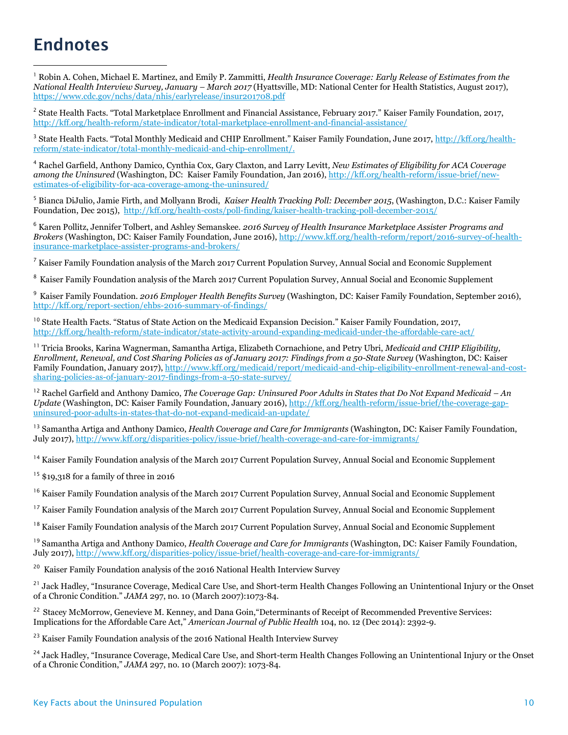# Endnotes

[1] Robin A. Cohen, Michael E. Martinez, and Emily P. Zammitti, *Health Insurance Coverage: Early Release of Estimates from the National Health Interview Survey, January – March 2017* (Hyattsville, MD: National Center for Health Statistics, August 2017), https://www.cdc.gov/nchs/data/nhis/earlyrelease/insur201708.pdf

[2] State Health Facts. "Total Marketplace Enrollment and Financial Assistance, February 2017." Kaiser Family Foundation, 2017, http://kff.org/health-reform/state-indicator/total-marketplace-enrollment-and-financial-assistance/

[3] State Health Facts. "Total Monthly Medicaid and CHIP Enrollment." Kaiser Family Foundation, June 2017, http://kff.org/health-reform/state-indicator/total-monthly-medicaid-and-chip-enrollment/.

[4] Rachel Garfield, Anthony Damico, Cynthia Cox, Gary Claxton, and Larry Levitt, *New Estimates of Eligibility for ACA Coverage among the Uninsured* (Washington, DC: Kaiser Family Foundation, Jan 2016), http://kff.org/health-reform/issue-brief/new-estimates-of-eligibility-for-aca-coverage-among-the-uninsured/

[5] Bianca DiJulio, Jamie Firth, and Mollyann Brodi, *Kaiser Health Tracking Poll: December 2015*, (Washington, D.C.: Kaiser Family Foundation, Dec 2015), http://kff.org/health-costs/poll-finding/kaiser-health-tracking-poll-december-2015/

[6] Karen Pollitz, Jennifer Tolbert, and Ashley Semanskee. *2016 Survey of Health Insurance Marketplace Assister Programs and Brokers* (Washington, DC: Kaiser Family Foundation, June 2016), http://www.kff.org/health-reform/report/2016-survey-of-health-insurance-marketplace-assister-programs-and-brokers/

[7] Kaiser Family Foundation analysis of the March 2017 Current Population Survey, Annual Social and Economic Supplement

[8] Kaiser Family Foundation analysis of the March 2017 Current Population Survey, Annual Social and Economic Supplement

[9] Kaiser Family Foundation. *2016 Employer Health Benefits Survey* (Washington, DC: Kaiser Family Foundation, September 2016), http://kff.org/report-section/ehbs-2016-summary-of-findings/

[10] State Health Facts. "Status of State Action on the Medicaid Expansion Decision." Kaiser Family Foundation, 2017, http://kff.org/health-reform/state-indicator/state-activity-around-expanding-medicaid-under-the-affordable-care-act/

[11] Tricia Brooks, Karina Wagnerman, Samantha Artiga, Elizabeth Cornachione, and Petry Ubri, *Medicaid and CHIP Eligibility, Enrollment, Renewal, and Cost Sharing Policies as of January 2017: Findings from a 50-State Survey* (Washington, DC: Kaiser Family Foundation, January 2017), http://www.kff.org/medicaid/report/medicaid-and-chip-eligibility-enrollment-renewal-and-cost-sharing-policies-as-of-january-2017-findings-from-a-50-state-survey/

[12] Rachel Garfield and Anthony Damico, *The Coverage Gap: Uninsured Poor Adults in States that Do Not Expand Medicaid – An Update* (Washington, DC: Kaiser Family Foundation, January 2016), http://kff.org/health-reform/issue-brief/the-coverage-gap-uninsured-poor-adults-in-states-that-do-not-expand-medicaid-an-update/

[13] Samantha Artiga and Anthony Damico, *Health Coverage and Care for Immigrants* (Washington, DC: Kaiser Family Foundation, July 2017), http://www.kff.org/disparities-policy/issue-brief/health-coverage-and-care-for-immigrants/

[14] Kaiser Family Foundation analysis of the March 2017 Current Population Survey, Annual Social and Economic Supplement

[15] $19,318 for a family of three in 2016

[16] Kaiser Family Foundation analysis of the March 2017 Current Population Survey, Annual Social and Economic Supplement

[17] Kaiser Family Foundation analysis of the March 2017 Current Population Survey, Annual Social and Economic Supplement

[18] Kaiser Family Foundation analysis of the March 2017 Current Population Survey, Annual Social and Economic Supplement

[19] Samantha Artiga and Anthony Damico, *Health Coverage and Care for Immigrants* (Washington, DC: Kaiser Family Foundation, July 2017), http://www.kff.org/disparities-policy/issue-brief/health-coverage-and-care-for-immigrants/

[20] Kaiser Family Foundation analysis of the 2016 National Health Interview Survey

[21] Jack Hadley, "Insurance Coverage, Medical Care Use, and Short-term Health Changes Following an Unintentional Injury or the Onset of a Chronic Condition." *JAMA* 297, no. 10 (March 2007):1073-84.

[22] Stacey McMorrow, Genevieve M. Kenney, and Dana Goin,"Determinants of Receipt of Recommended Preventive Services: Implications for the Affordable Care Act," *American Journal of Public Health* 104, no. 12 (Dec 2014): 2392-9.

[23] Kaiser Family Foundation analysis of the 2016 National Health Interview Survey

[24] Jack Hadley, "Insurance Coverage, Medical Care Use, and Short-term Health Changes Following an Unintentional Injury or the Onset of a Chronic Condition," *JAMA* 297, no. 10 (March 2007): 1073-84.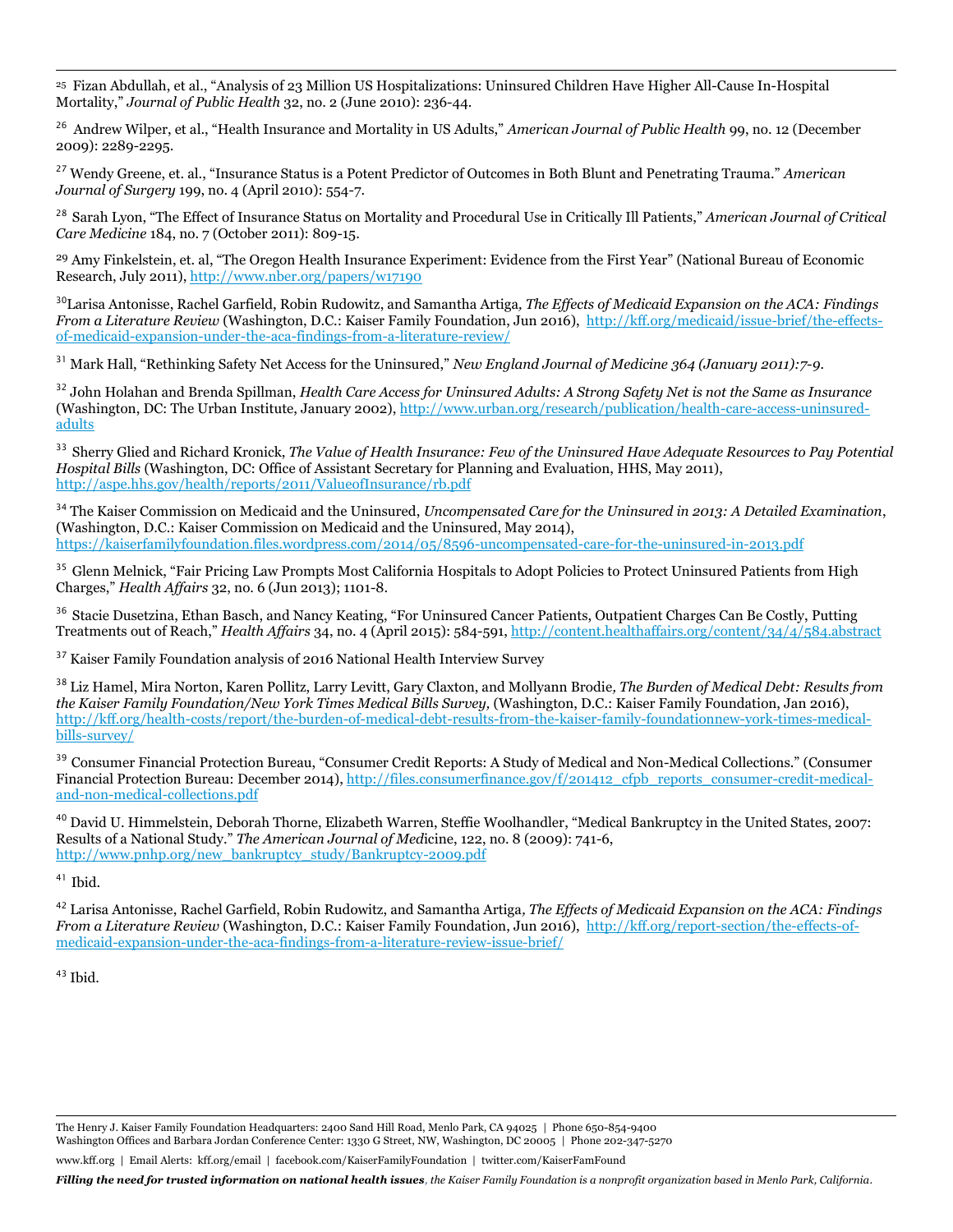[25] Fizan Abdullah, et al., "Analysis of 23 Million US Hospitalizations: Uninsured Children Have Higher All-Cause In-Hospital Mortality," *Journal of Public Health* 32, no. 2 (June 2010): 236-44.

[26] Andrew Wilper, et al., "Health Insurance and Mortality in US Adults," *American Journal of Public Health* 99, no. 12 (December 2009): 2289-2295.

[27] Wendy Greene, et. al., "Insurance Status is a Potent Predictor of Outcomes in Both Blunt and Penetrating Trauma." *American Journal of Surgery* 199, no. 4 (April 2010): 554-7.

[28] Sarah Lyon, "The Effect of Insurance Status on Mortality and Procedural Use in Critically Ill Patients," *American Journal of Critical Care Medicine* 184, no. 7 (October 2011): 809-15.

[29] Amy Finkelstein, et. al, "The Oregon Health Insurance Experiment: Evidence from the First Year" (National Bureau of Economic Research, July 2011), http://www.nber.org/papers/w17190

[30] Larisa Antonisse, Rachel Garfield, Robin Rudowitz, and Samantha Artiga*, The Effects of Medicaid Expansion on the ACA: Findings From a Literature Review* (Washington, D.C.: Kaiser Family Foundation, Jun 2016), http://kff.org/medicaid/issue-brief/the-effects-of-medicaid-expansion-under-the-aca-findings-from-a-literature-review/

[31] Mark Hall, "Rethinking Safety Net Access for the Uninsured," *New England Journal of Medicine 364 (January 2011):7-9.*

[32] John Holahan and Brenda Spillman, *Health Care Access for Uninsured Adults: A Strong Safety Net is not the Same as Insurance* (Washington, DC: The Urban Institute, January 2002), http://www.urban.org/research/publication/health-care-access-uninsured-adults

[33] Sherry Glied and Richard Kronick, *The Value of Health Insurance: Few of the Uninsured Have Adequate Resources to Pay Potential Hospital Bills* (Washington, DC: Office of Assistant Secretary for Planning and Evaluation, HHS, May 2011), http://aspe.hhs.gov/health/reports/2011/ValueofInsurance/rb.pdf

[34] The Kaiser Commission on Medicaid and the Uninsured, *Uncompensated Care for the Uninsured in 2013: A Detailed Examination*, (Washington, D.C.: Kaiser Commission on Medicaid and the Uninsured, May 2014), https://kaiserfamilyfoundation.files.wordpress.com/2014/05/8596-uncompensated-care-for-the-uninsured-in-2013.pdf

[35] Glenn Melnick, "Fair Pricing Law Prompts Most California Hospitals to Adopt Policies to Protect Uninsured Patients from High Charges," *Health Affairs* 32, no. 6 (Jun 2013); 1101-8.

[36] Stacie Dusetzina, Ethan Basch, and Nancy Keating, "For Uninsured Cancer Patients, Outpatient Charges Can Be Costly, Putting Treatments out of Reach," *Health Affairs* 34, no. 4 (April 2015): 584-591, http://content.healthaffairs.org/content/34/4/584.abstract

[37] Kaiser Family Foundation analysis of 2016 National Health Interview Survey

[38] Liz Hamel, Mira Norton, Karen Pollitz, Larry Levitt, Gary Claxton, and Mollyann Brodie*, The Burden of Medical Debt: Results from the Kaiser Family Foundation/New York Times Medical Bills Survey,* (Washington, D.C.: Kaiser Family Foundation, Jan 2016), http://kff.org/health-costs/report/the-burden-of-medical-debt-results-from-the-kaiser-family-foundationnew-york-times-medical-bills-survey/

[39] Consumer Financial Protection Bureau, "Consumer Credit Reports: A Study of Medical and Non-Medical Collections." (Consumer Financial Protection Bureau: December 2014), http://files.consumerfinance.gov/f/201412_cfpb_reports_consumer-credit-medical-and-non-medical-collections.pdf

[40] David U. Himmelstein, Deborah Thorne, Elizabeth Warren, Steffie Woolhandler, "Medical Bankruptcy in the United States, 2007: Results of a National Study." *The American Journal of Med*icine, 122, no. 8 (2009): 741-6, http://www.pnhp.org/new_bankruptcy_study/Bankruptcy-2009.pdf

[41] Ibid.

[42] Larisa Antonisse, Rachel Garfield, Robin Rudowitz, and Samantha Artiga*, The Effects of Medicaid Expansion on the ACA: Findings From a Literature Review* (Washington, D.C.: Kaiser Family Foundation, Jun 2016), http://kff.org/report-section/the-effects-of-medicaid-expansion-under-the-aca-findings-from-a-literature-review-issue-brief/

[43] Ibid.

The Henry J. Kaiser Family Foundation Headquarters: 2400 Sand Hill Road, Menlo Park, CA 94025 | Phone 650-854-9400
Washington Offices and Barbara Jordan Conference Center: 1330 G Street, NW, Washington, DC 20005 | Phone 202-347-5270

www.kff.org | Email Alerts: kff.org/email | facebook.com/KaiserFamilyFoundation | twitter.com/KaiserFamFound

***Filling the need for trusted information on national health issues****, the Kaiser Family Foundation is a nonprofit organization based in Menlo Park, California.*